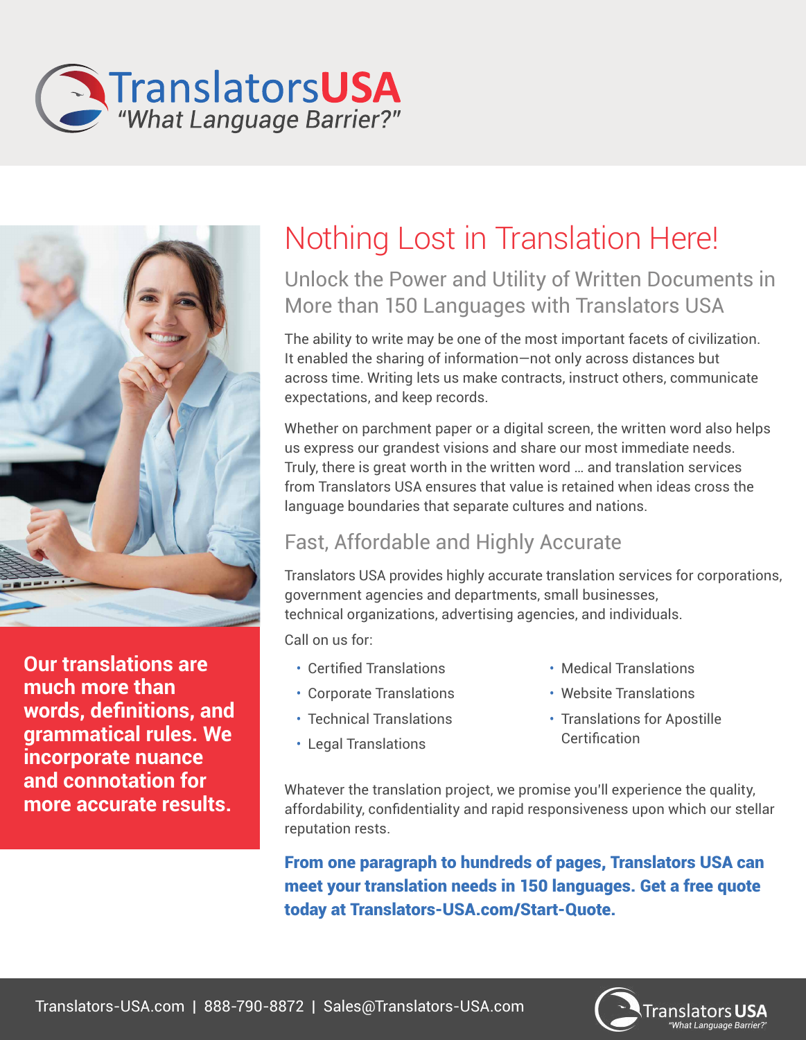# TranslatorsUSA

*"What Language Barrier?"*

**Our translations are much more than words, definitions, and grammatical rules. We incorporate nuance and connotation for more accurate results.**

# Nothing Lost in Translation Here!

## Unlock the Power and Utility of Written Documents in More than 150 Languages with Translators USA

The ability to write may be one of the most important facets of civilization. It enabled the sharing of information—not only across distances but across time. Writing lets us make contracts, instruct others, communicate expectations, and keep records.

Whether on parchment paper or a digital screen, the written word also helps us express our grandest visions and share our most immediate needs. Truly, there is great worth in the written word … and translation services from Translators USA ensures that value is retained when ideas cross the language boundaries that separate cultures and nations.

## Fast, Affordable and Highly Accurate

Translators USA provides highly accurate translation services for corporations, government agencies and departments, small businesses, technical organizations, advertising agencies, and individuals.

Call on us for:

- Certified Translations
- Corporate Translations
- Technical Translations
- Legal Translations
- Medical Translations
- Website Translations
- Translations for Apostille Certification

Whatever the translation project, we promise you'll experience the quality, affordability, confidentiality and rapid responsiveness upon which our stellar reputation rests.

**From one paragraph to hundreds of pages, Translators USA can meet your translation needs in 150 languages. Get a free quote today at Translators-USA.com/Start-Quote.**

Translators-USA.com | 888-790-8872 | Sales@Translators-USA.com

Translators USA *"What Language Barrier?"*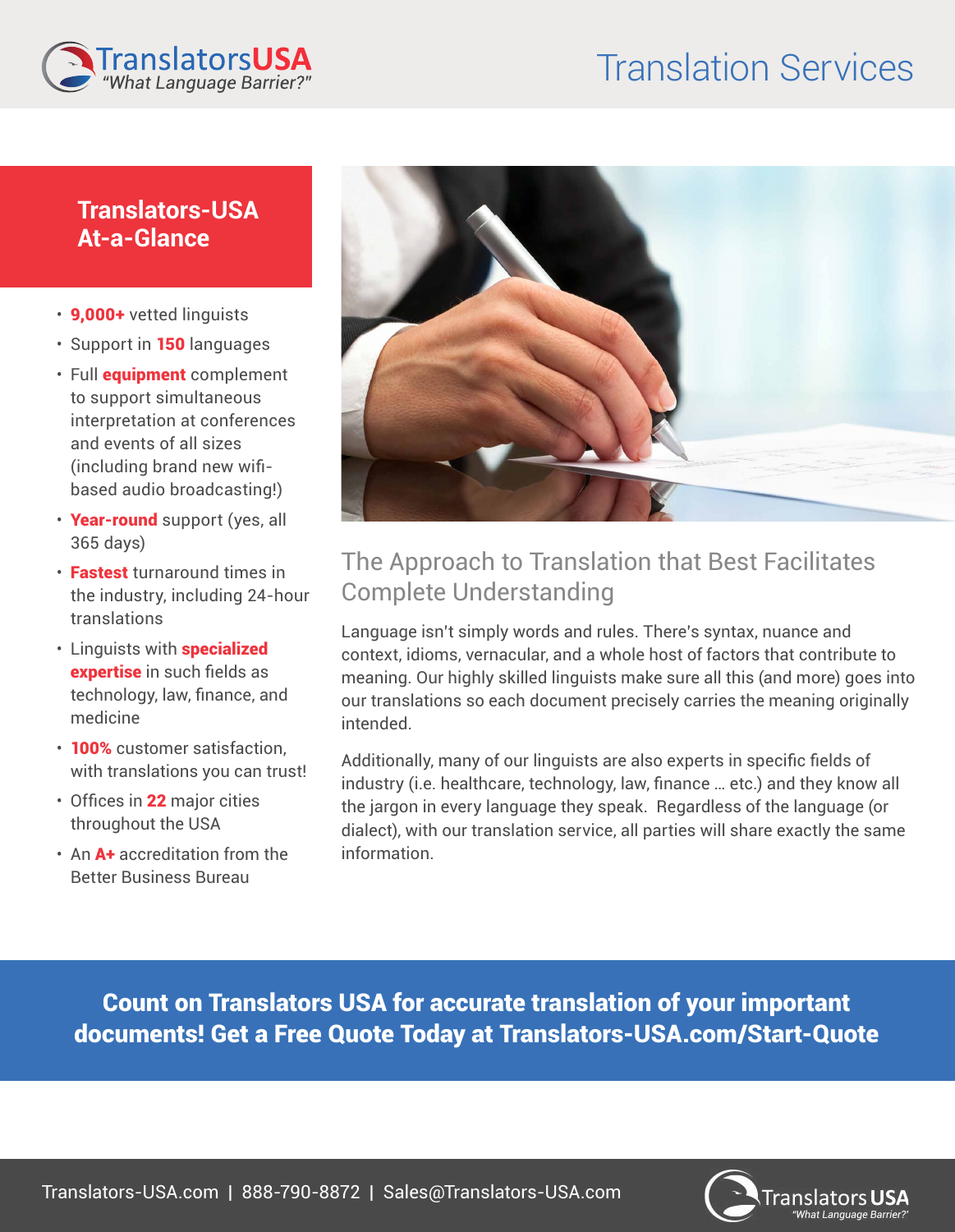# Translation Services

TranslatorsUSA
*"What Language Barrier?"*

## Translators-USA At-a-Glance

- **9,000+** vetted linguists
- Support in **150** languages
- Full **equipment** complement to support simultaneous interpretation at conferences and events of all sizes (including brand new wifi-based audio broadcasting!)
- **Year-round** support (yes, all 365 days)
- **Fastest** turnaround times in the industry, including 24-hour translations
- Linguists with **specialized expertise** in such fields as technology, law, finance, and medicine
- **100%** customer satisfaction, with translations you can trust!
- Offices in **22** major cities throughout the USA
- An **A+** accreditation from the Better Business Bureau

## The Approach to Translation that Best Facilitates Complete Understanding

Language isn't simply words and rules. There's syntax, nuance and context, idioms, vernacular, and a whole host of factors that contribute to meaning. Our highly skilled linguists make sure all this (and more) goes into our translations so each document precisely carries the meaning originally intended.

Additionally, many of our linguists are also experts in specific fields of industry (i.e. healthcare, technology, law, finance … etc.) and they know all the jargon in every language they speak. Regardless of the language (or dialect), with our translation service, all parties will share exactly the same information.

**Count on Translators USA for accurate translation of your important documents! Get a Free Quote Today at Translators-USA.com/Start-Quote**

Translators-USA.com | 888-790-8872 | Sales@Translators-USA.com

Translators USA
*"What Language Barrier?"*